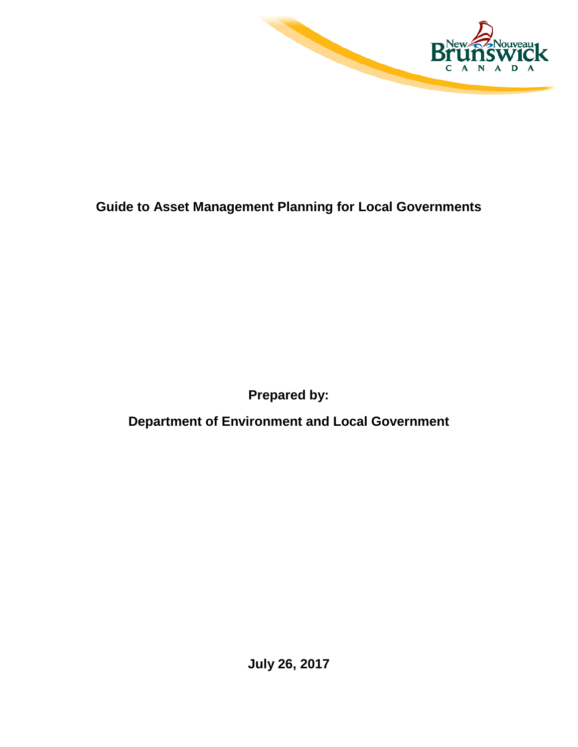# Guide to Asset Management Planning for Local Governments

**Prepared by:**

**Department of Environment and Local Government**

**July 26, 2017**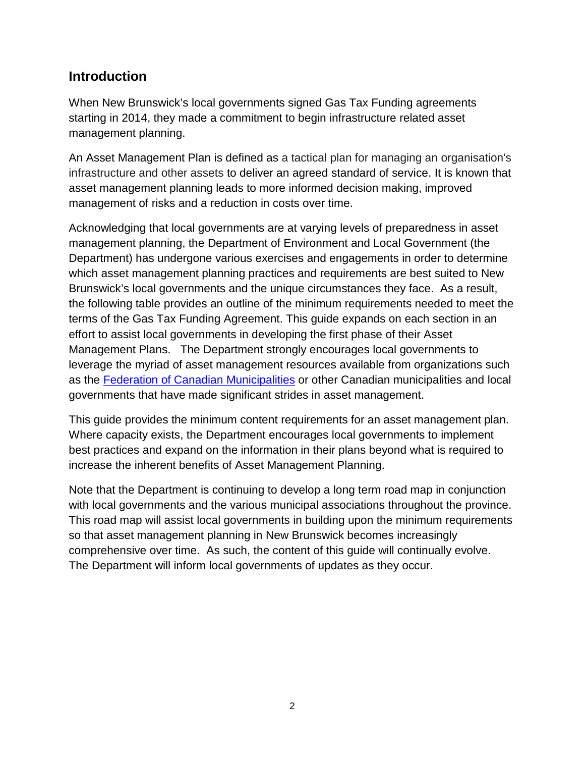## Introduction

When New Brunswick's local governments signed Gas Tax Funding agreements starting in 2014, they made a commitment to begin infrastructure related asset management planning.

An Asset Management Plan is defined as a tactical plan for managing an organisation's infrastructure and other assets to deliver an agreed standard of service. It is known that asset management planning leads to more informed decision making, improved management of risks and a reduction in costs over time.

Acknowledging that local governments are at varying levels of preparedness in asset management planning, the Department of Environment and Local Government (the Department) has undergone various exercises and engagements in order to determine which asset management planning practices and requirements are best suited to New Brunswick's local governments and the unique circumstances they face. As a result, the following table provides an outline of the minimum requirements needed to meet the terms of the Gas Tax Funding Agreement. This guide expands on each section in an effort to assist local governments in developing the first phase of their Asset Management Plans. The Department strongly encourages local governments to leverage the myriad of asset management resources available from organizations such as the Federation of Canadian Municipalities or other Canadian municipalities and local governments that have made significant strides in asset management.

This guide provides the minimum content requirements for an asset management plan. Where capacity exists, the Department encourages local governments to implement best practices and expand on the information in their plans beyond what is required to increase the inherent benefits of Asset Management Planning.

Note that the Department is continuing to develop a long term road map in conjunction with local governments and the various municipal associations throughout the province. This road map will assist local governments in building upon the minimum requirements so that asset management planning in New Brunswick becomes increasingly comprehensive over time. As such, the content of this guide will continually evolve. The Department will inform local governments of updates as they occur.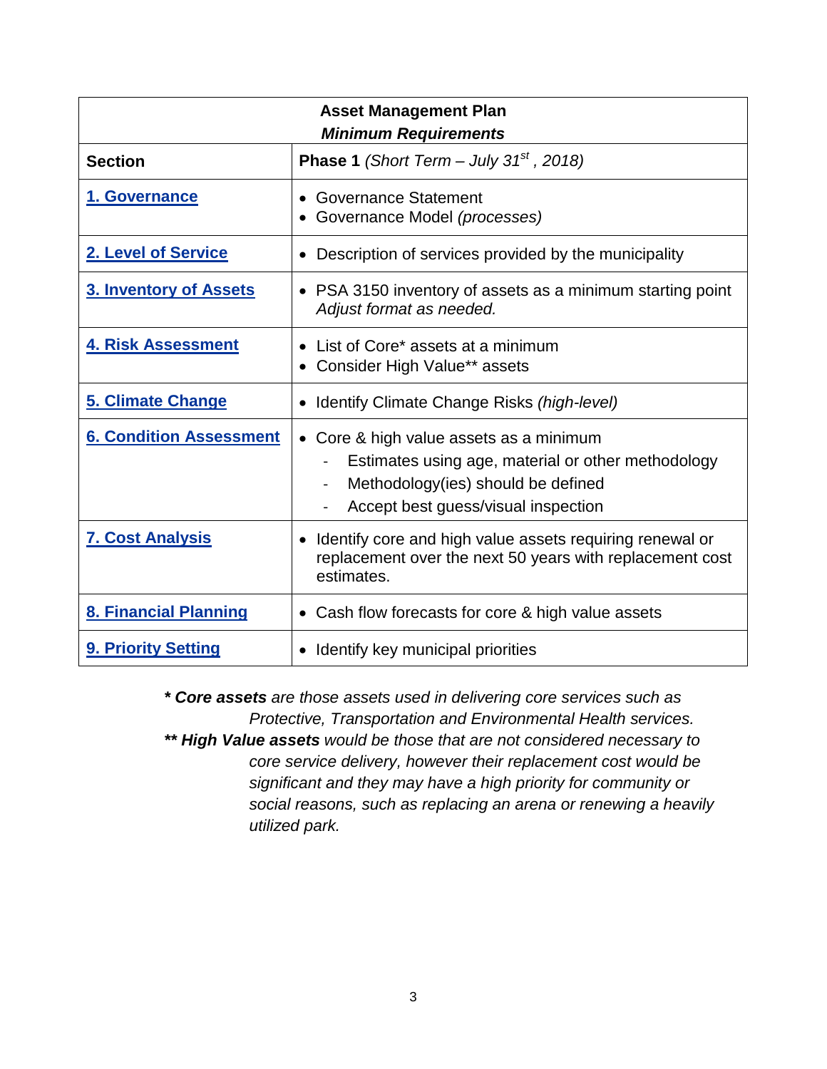| **Asset Management Plan** *Minimum Requirements* | |
|---|---|
| **Section** | **Phase 1** *(Short Term – July 31st , 2018)* |
| [**1. Governance**]() | • Governance Statement<br>• Governance Model *(processes)* |
| [**2. Level of Service**]() | • Description of services provided by the municipality |
| [**3. Inventory of Assets**]() | • PSA 3150 inventory of assets as a minimum starting point *Adjust format as needed.* |
| [**4. Risk Assessment**]() | • List of Core* assets at a minimum<br>• Consider High Value** assets |
| [**5. Climate Change**]() | • Identify Climate Change Risks *(high-level)* |
| [**6. Condition Assessment**]() | • Core & high value assets as a minimum<br>- Estimates using age, material or other methodology<br>- Methodology(ies) should be defined<br>- Accept best guess/visual inspection |
| [**7. Cost Analysis**]() | • Identify core and high value assets requiring renewal or replacement over the next 50 years with replacement cost estimates. |
| [**8. Financial Planning**]() | • Cash flow forecasts for core & high value assets |
| [**9. Priority Setting**]() | • Identify key municipal priorities |

***\* Core assets*** *are those assets used in delivering core services such as Protective, Transportation and Environmental Health services.*

***\*\* High Value assets*** *would be those that are not considered necessary to core service delivery, however their replacement cost would be significant and they may have a high priority for community or social reasons, such as replacing an arena or renewing a heavily utilized park.*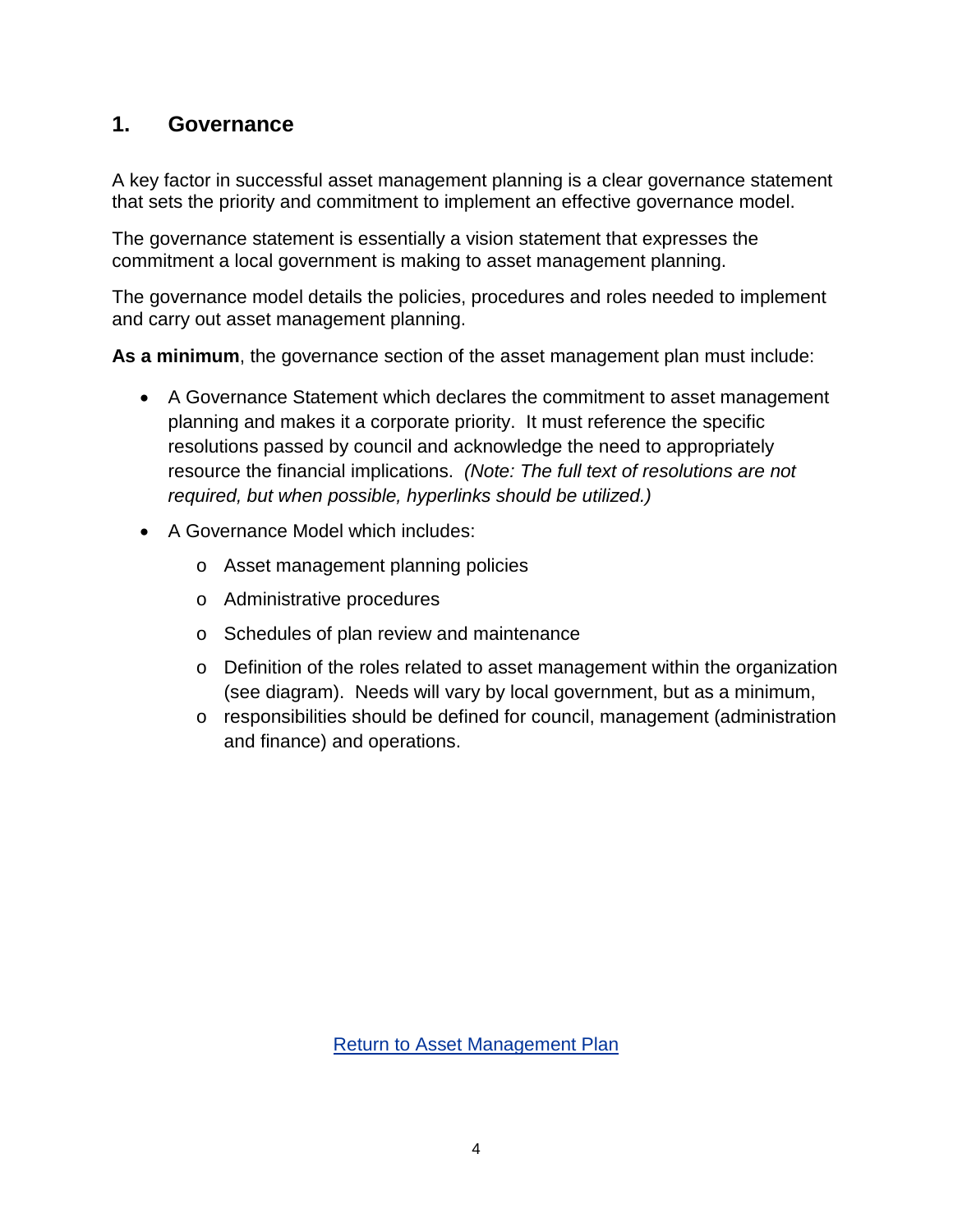# 1. Governance

A key factor in successful asset management planning is a clear governance statement that sets the priority and commitment to implement an effective governance model.

The governance statement is essentially a vision statement that expresses the commitment a local government is making to asset management planning.

The governance model details the policies, procedures and roles needed to implement and carry out asset management planning.

**As a minimum**, the governance section of the asset management plan must include:

- A Governance Statement which declares the commitment to asset management planning and makes it a corporate priority. It must reference the specific resolutions passed by council and acknowledge the need to appropriately resource the financial implications. *(Note: The full text of resolutions are not required, but when possible, hyperlinks should be utilized.)*
- A Governance Model which includes:
  - Asset management planning policies
  - Administrative procedures
  - Schedules of plan review and maintenance
  - Definition of the roles related to asset management within the organization (see diagram). Needs will vary by local government, but as a minimum,
  - responsibilities should be defined for council, management (administration and finance) and operations.

Return to Asset Management Plan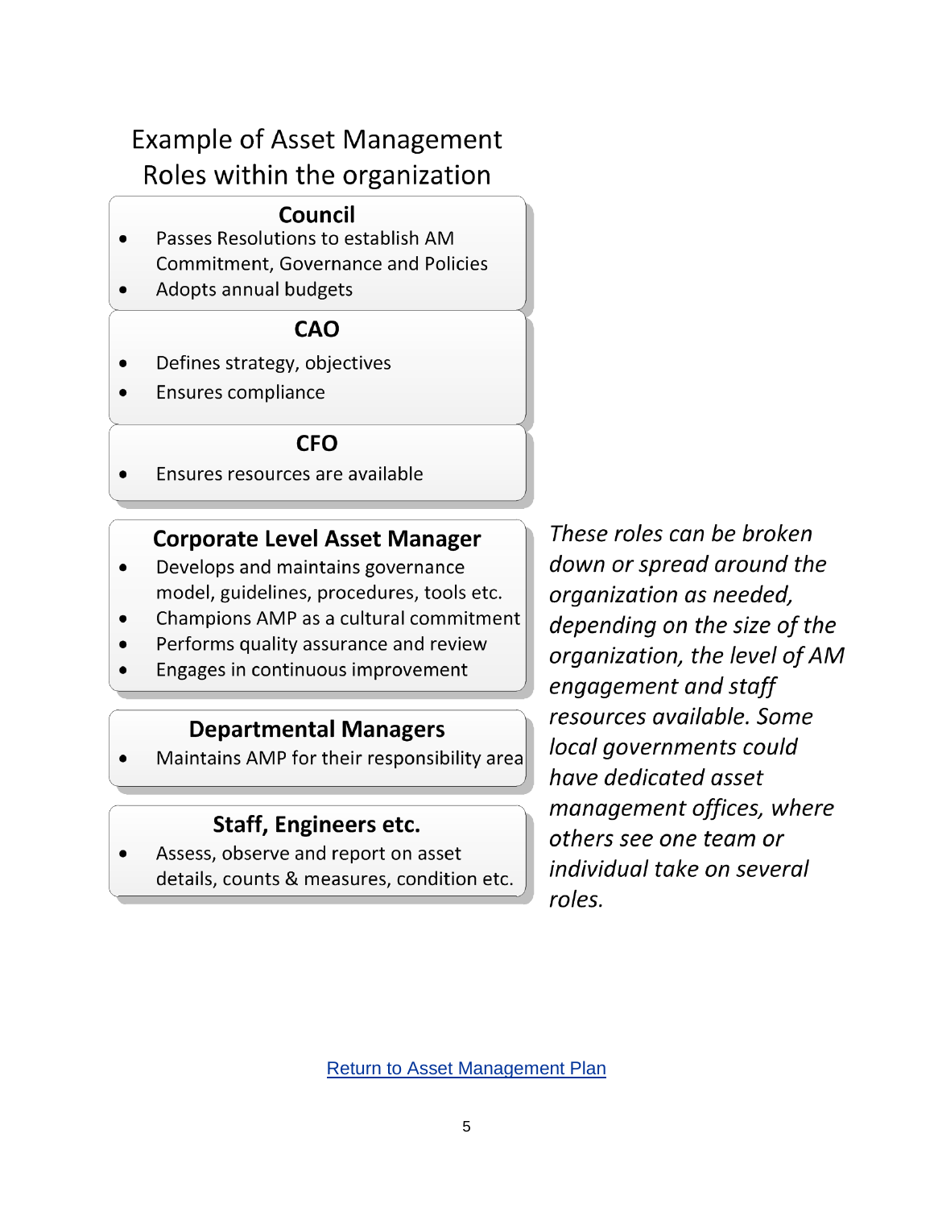## Example of Asset Management Roles within the organization

### Council

- Passes Resolutions to establish AM Commitment, Governance and Policies
- Adopts annual budgets

### CAO

- Defines strategy, objectives
- Ensures compliance

### CFO

- Ensures resources are available

### Corporate Level Asset Manager

- Develops and maintains governance model, guidelines, procedures, tools etc.
- Champions AMP as a cultural commitment
- Performs quality assurance and review
- Engages in continuous improvement

### Departmental Managers

- Maintains AMP for their responsibility area

### Staff, Engineers etc.

- Assess, observe and report on asset details, counts & measures, condition etc.

*These roles can be broken down or spread around the organization as needed, depending on the size of the organization, the level of AM engagement and staff resources available. Some local governments could have dedicated asset management offices, where others see one team or individual take on several roles.*

Return to Asset Management Plan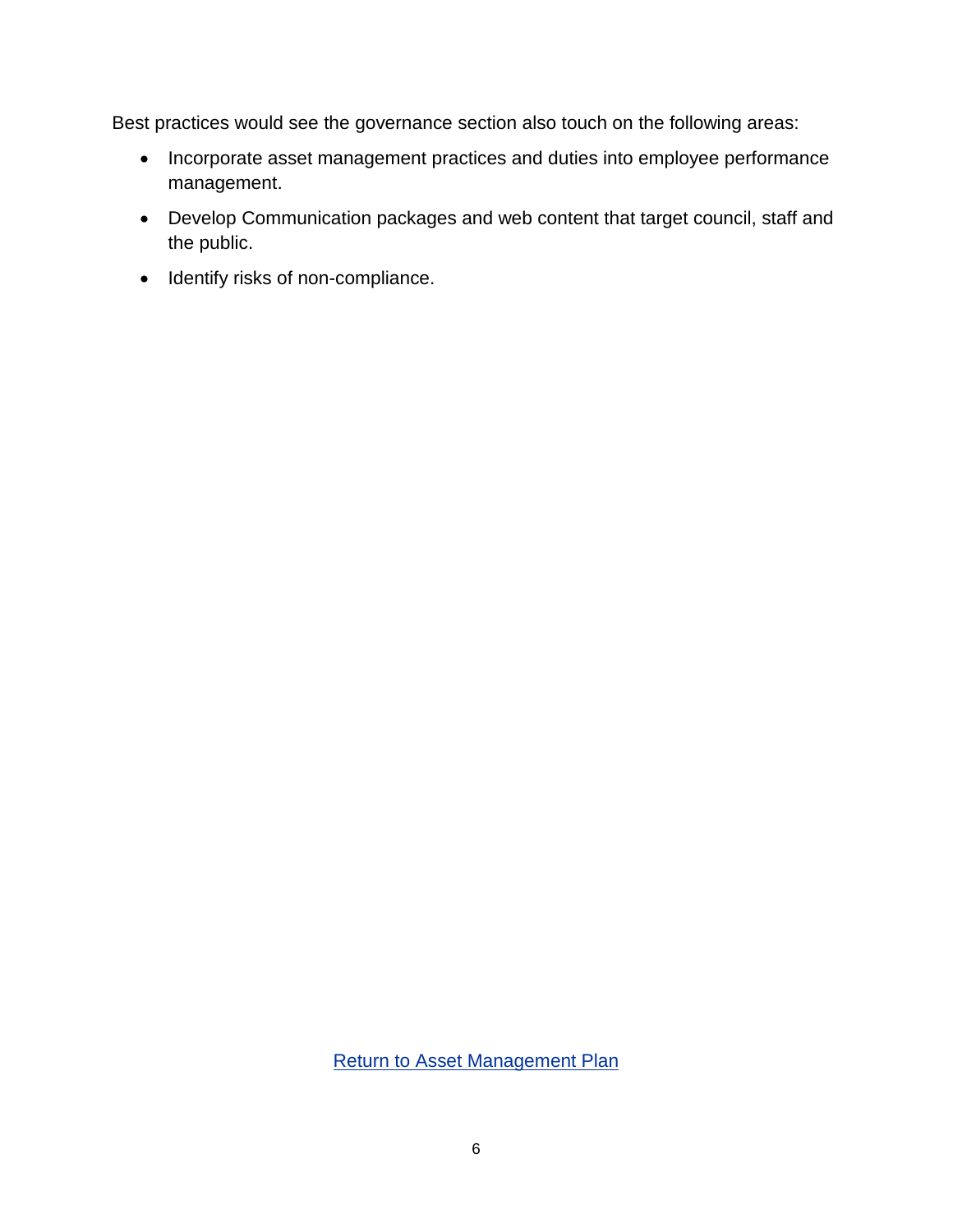Best practices would see the governance section also touch on the following areas:

- Incorporate asset management practices and duties into employee performance management.
- Develop Communication packages and web content that target council, staff and the public.
- Identify risks of non-compliance.

Return to Asset Management Plan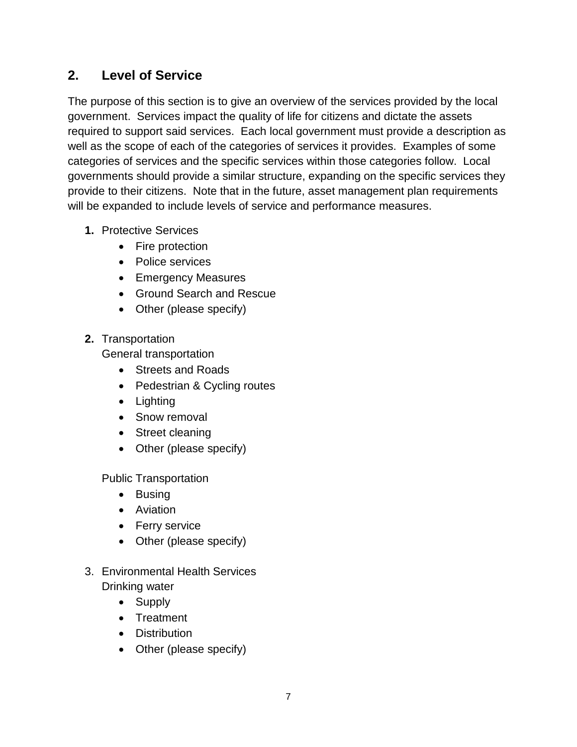## 2. Level of Service

The purpose of this section is to give an overview of the services provided by the local government. Services impact the quality of life for citizens and dictate the assets required to support said services. Each local government must provide a description as well as the scope of each of the categories of services it provides. Examples of some categories of services and the specific services within those categories follow. Local governments should provide a similar structure, expanding on the specific services they provide to their citizens. Note that in the future, asset management plan requirements will be expanded to include levels of service and performance measures.

1. Protective Services
    - Fire protection
    - Police services
    - Emergency Measures
    - Ground Search and Rescue
    - Other (please specify)

2. Transportation

    General transportation
    - Streets and Roads
    - Pedestrian & Cycling routes
    - Lighting
    - Snow removal
    - Street cleaning
    - Other (please specify)

    Public Transportation
    - Busing
    - Aviation
    - Ferry service
    - Other (please specify)

3. Environmental Health Services

    Drinking water
    - Supply
    - Treatment
    - Distribution
    - Other (please specify)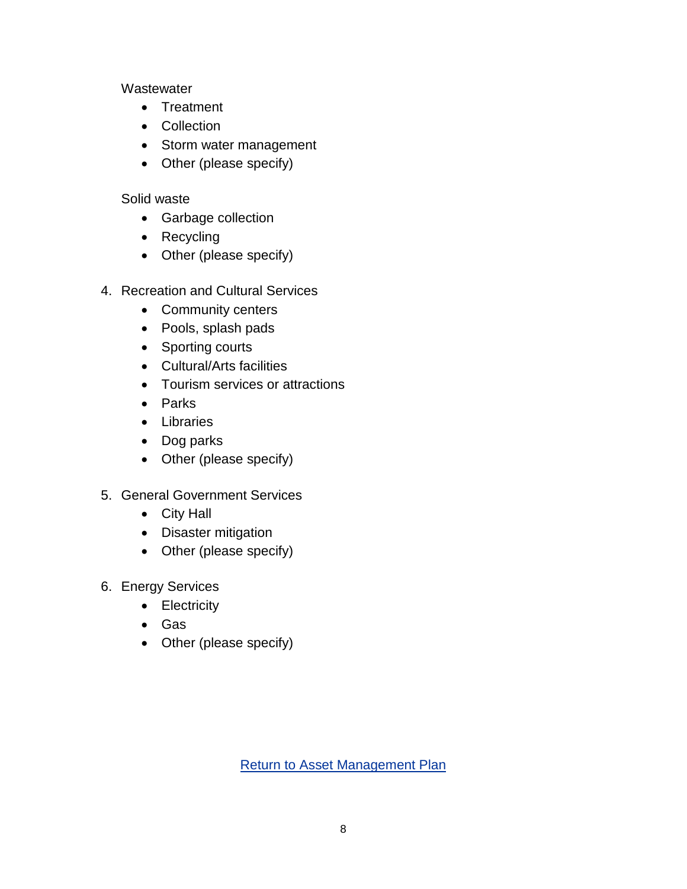Wastewater

- Treatment
- Collection
- Storm water management
- Other (please specify)

Solid waste

- Garbage collection
- Recycling
- Other (please specify)

4. Recreation and Cultural Services
    - Community centers
    - Pools, splash pads
    - Sporting courts
    - Cultural/Arts facilities
    - Tourism services or attractions
    - Parks
    - Libraries
    - Dog parks
    - Other (please specify)

5. General Government Services
    - City Hall
    - Disaster mitigation
    - Other (please specify)

6. Energy Services
    - Electricity
    - Gas
    - Other (please specify)

Return to Asset Management Plan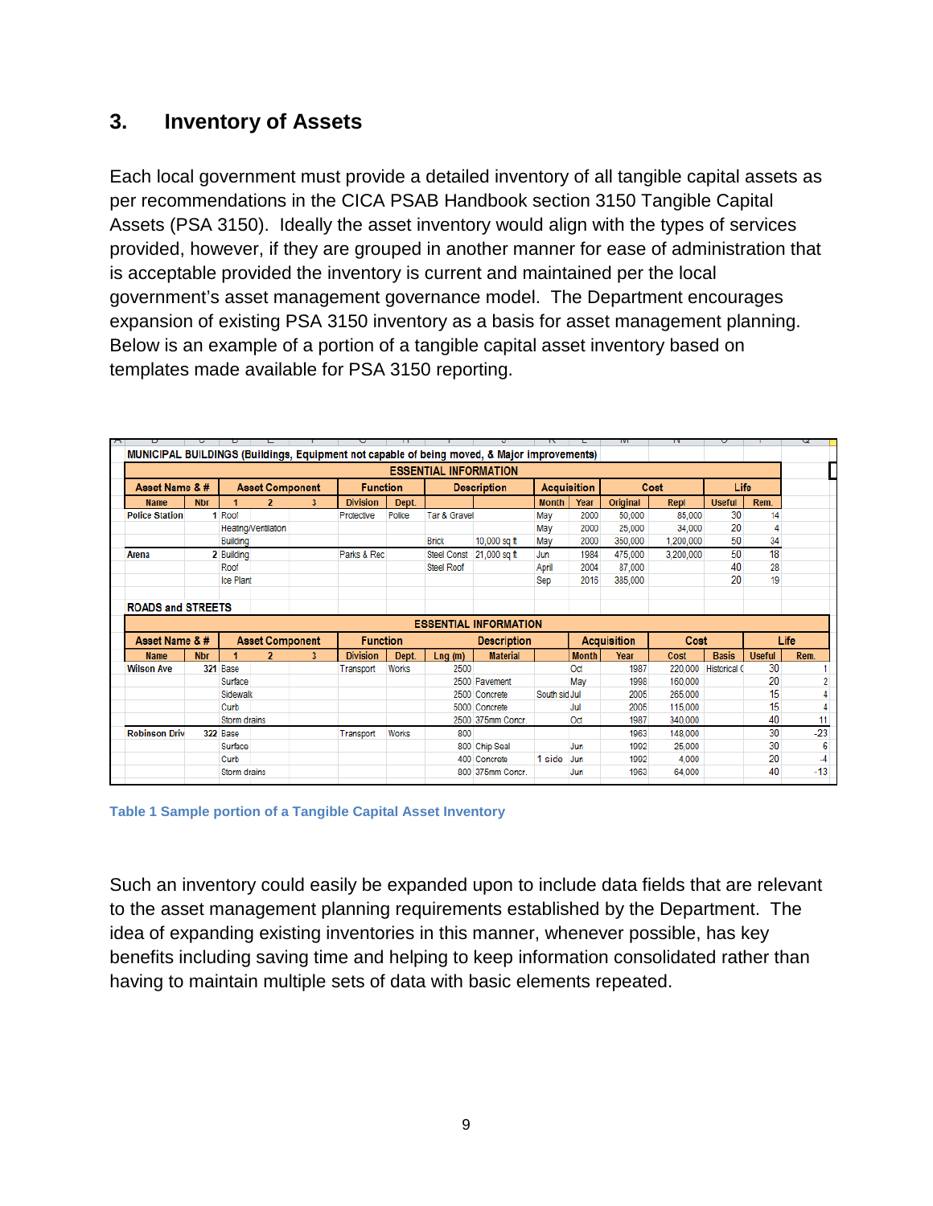## 3. Inventory of Assets

Each local government must provide a detailed inventory of all tangible capital assets as per recommendations in the CICA PSAB Handbook section 3150 Tangible Capital Assets (PSA 3150). Ideally the asset inventory would align with the types of services provided, however, if they are grouped in another manner for ease of administration that is acceptable provided the inventory is current and maintained per the local government's asset management governance model. The Department encourages expansion of existing PSA 3150 inventory as a basis for asset management planning. Below is an example of a portion of a tangible capital asset inventory based on templates made available for PSA 3150 reporting.

MUNICIPAL BUILDINGS (Buildings, Equipment not capable of being moved, & Major improvements)

| ESSENTIAL INFORMATION | | | | | | | | | | | | | | | |
|---|---|---|---|---|---|---|---|---|---|---|---|---|---|---|---|
| Asset Name & # | | Asset Component | | | Function | | Description | | Acquisition | | Cost | | Life | | |
| Name | Nbr | 1 | 2 | 3 | Division | Dept. | | | Month | Year | Original | Repl | Useful | Rem. | |
| Police Station | 1 | Roof | | | Protective | Police | Tar & Gravel | | May | 2000 | 50,000 | 85,000 | 30 | 14 | |
| | | Heating/Ventilation | | | | | | | May | 2000 | 25,000 | 34,000 | 20 | 4 | |
| | | Building | | | | | Brick | 10,000 sq ft | May | 2000 | 350,000 | 1,200,000 | 50 | 34 | |
| Arena | 2 | Building | | | Parks & Rec | | Steel Const | 21,000 sq ft | Jun | 1984 | 475,000 | 3,200,000 | 50 | 18 | |
| | | Roof | | | | | Steel Roof | | April | 2004 | 87,000 | | 40 | 28 | |
| | | Ice Plant | | | | | | | Sep | 2016 | 385,000 | | 20 | 19 | |

ROADS and STREETS

| ESSENTIAL INFORMATION | | | | | | | | | | | | | | | | |
|---|---|---|---|---|---|---|---|---|---|---|---|---|---|---|---|---|
| Asset Name & # | | Asset Component | | | Function | | Description | | | Acquisition | | Cost | | Life | |
| Name | Nbr | 1 | 2 | 3 | Division | Dept. | Lng (m) | Material | | Month | Year | Cost | Basis | Useful | Rem. |
| Wilson Ave | 321 | Base | | | Transport | Works | 2500 | | | Oct | 1987 | 220,000 | Historical ( | 30 | 1 |
| | | Surface | | | | | 2500 | Pavement | | May | 1998 | 160,000 | | 20 | 2 |
| | | Sidewalk | | | | | 2500 | Concrete | South sid | Jul | 2005 | 265,000 | | 15 | 4 |
| | | Curb | | | | | 5000 | Concrete | | Jul | 2005 | 115,000 | | 15 | 4 |
| | | Storm drains | | | | | 2500 | 375mm Concr. | | Oct | 1987 | 340,000 | | 40 | 11 |
| Robinson Driv | 322 | Base | | | Transport | Works | 800 | | | | 1963 | 148,000 | | 30 | -23 |
| | | Surface | | | | | 800 | Chip Seal | | Jun | 1992 | 25,000 | | 30 | 6 |
| | | Curb | | | | | 400 | Concrete | 1 side | Jun | 1992 | 4,000 | | 20 | -4 |
| | | Storm drains | | | | | 800 | 375mm Concr. | | Jun | 1963 | 64,000 | | 40 | -13 |

**Table 1 Sample portion of a Tangible Capital Asset Inventory**

Such an inventory could easily be expanded upon to include data fields that are relevant to the asset management planning requirements established by the Department. The idea of expanding existing inventories in this manner, whenever possible, has key benefits including saving time and helping to keep information consolidated rather than having to maintain multiple sets of data with basic elements repeated.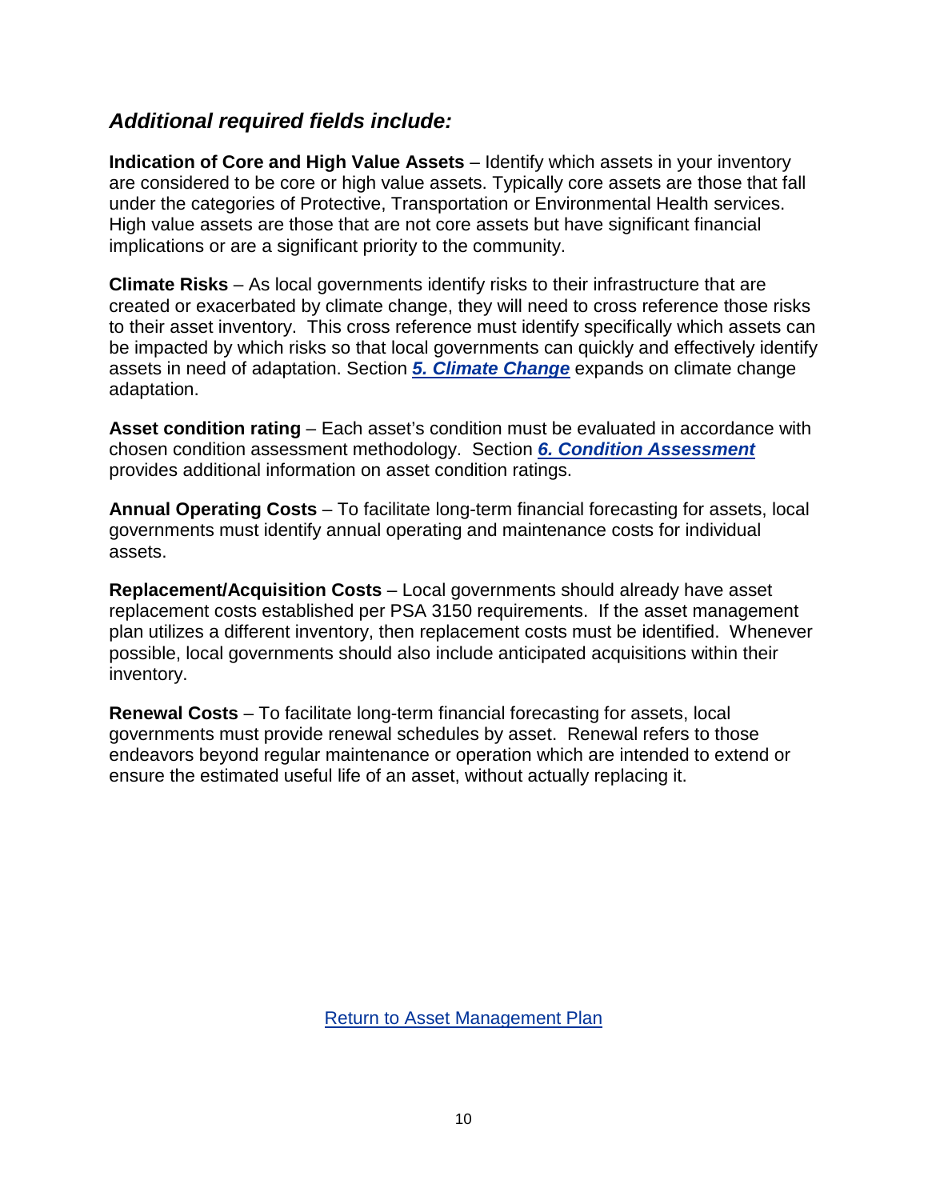### *Additional required fields include:*

**Indication of Core and High Value Assets** – Identify which assets in your inventory are considered to be core or high value assets. Typically core assets are those that fall under the categories of Protective, Transportation or Environmental Health services. High value assets are those that are not core assets but have significant financial implications or are a significant priority to the community.

**Climate Risks** – As local governments identify risks to their infrastructure that are created or exacerbated by climate change, they will need to cross reference those risks to their asset inventory. This cross reference must identify specifically which assets can be impacted by which risks so that local governments can quickly and effectively identify assets in need of adaptation. Section ***5. Climate Change*** expands on climate change adaptation.

**Asset condition rating** – Each asset's condition must be evaluated in accordance with chosen condition assessment methodology. Section ***6. Condition Assessment*** provides additional information on asset condition ratings.

**Annual Operating Costs** – To facilitate long-term financial forecasting for assets, local governments must identify annual operating and maintenance costs for individual assets.

**Replacement/Acquisition Costs** – Local governments should already have asset replacement costs established per PSA 3150 requirements. If the asset management plan utilizes a different inventory, then replacement costs must be identified. Whenever possible, local governments should also include anticipated acquisitions within their inventory.

**Renewal Costs** – To facilitate long-term financial forecasting for assets, local governments must provide renewal schedules by asset. Renewal refers to those endeavors beyond regular maintenance or operation which are intended to extend or ensure the estimated useful life of an asset, without actually replacing it.

Return to Asset Management Plan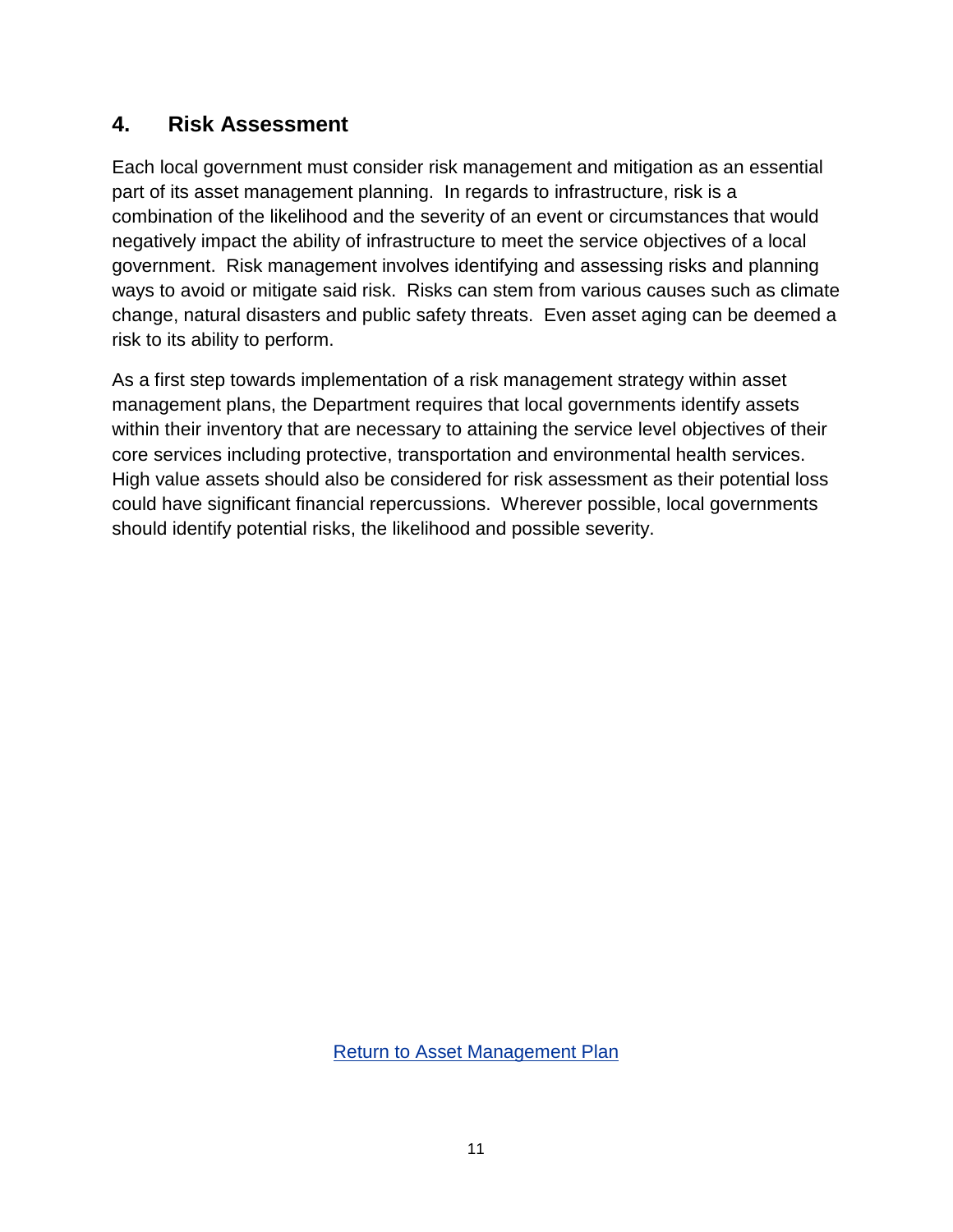## 4. Risk Assessment

Each local government must consider risk management and mitigation as an essential part of its asset management planning. In regards to infrastructure, risk is a combination of the likelihood and the severity of an event or circumstances that would negatively impact the ability of infrastructure to meet the service objectives of a local government. Risk management involves identifying and assessing risks and planning ways to avoid or mitigate said risk. Risks can stem from various causes such as climate change, natural disasters and public safety threats. Even asset aging can be deemed a risk to its ability to perform.

As a first step towards implementation of a risk management strategy within asset management plans, the Department requires that local governments identify assets within their inventory that are necessary to attaining the service level objectives of their core services including protective, transportation and environmental health services. High value assets should also be considered for risk assessment as their potential loss could have significant financial repercussions. Wherever possible, local governments should identify potential risks, the likelihood and possible severity.

Return to Asset Management Plan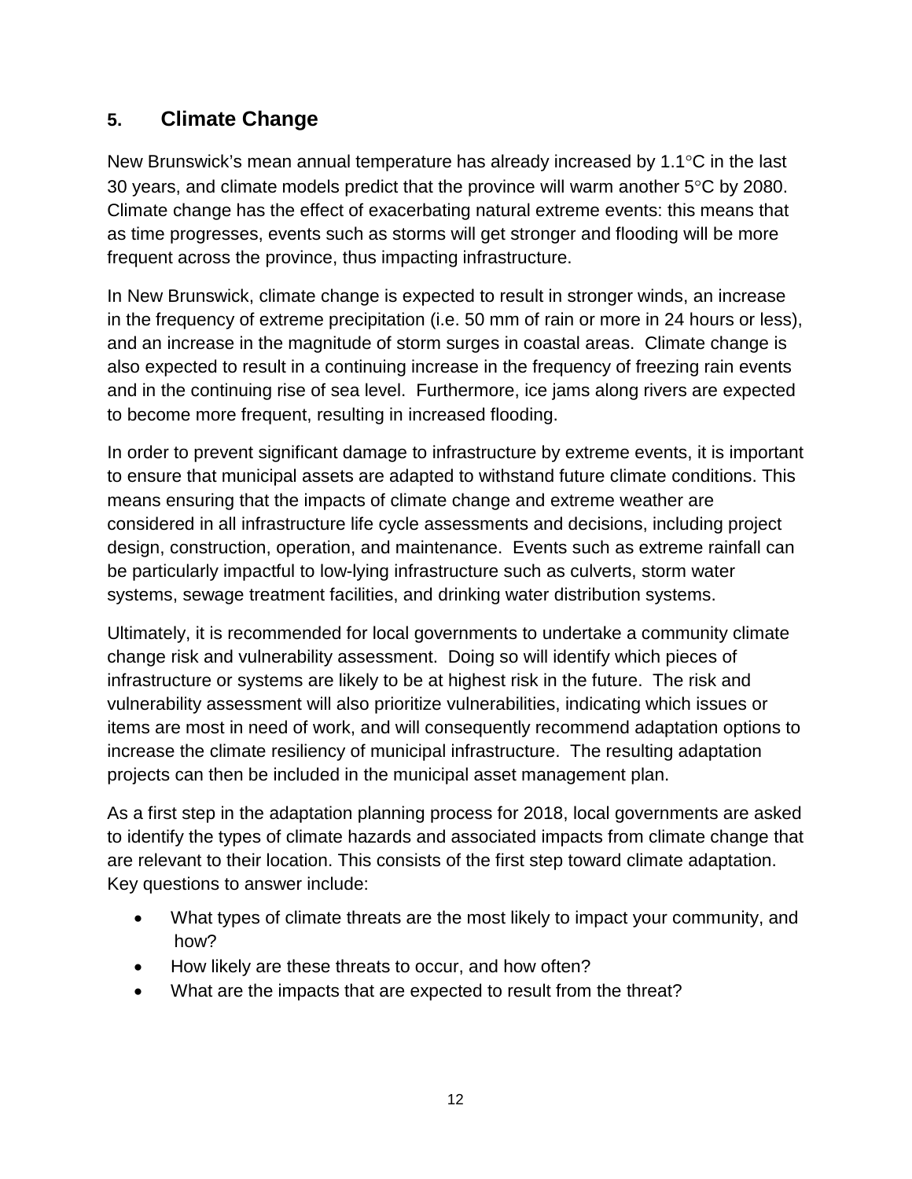## 5. Climate Change

New Brunswick's mean annual temperature has already increased by 1.1°C in the last 30 years, and climate models predict that the province will warm another 5°C by 2080. Climate change has the effect of exacerbating natural extreme events: this means that as time progresses, events such as storms will get stronger and flooding will be more frequent across the province, thus impacting infrastructure.

In New Brunswick, climate change is expected to result in stronger winds, an increase in the frequency of extreme precipitation (i.e. 50 mm of rain or more in 24 hours or less), and an increase in the magnitude of storm surges in coastal areas. Climate change is also expected to result in a continuing increase in the frequency of freezing rain events and in the continuing rise of sea level. Furthermore, ice jams along rivers are expected to become more frequent, resulting in increased flooding.

In order to prevent significant damage to infrastructure by extreme events, it is important to ensure that municipal assets are adapted to withstand future climate conditions. This means ensuring that the impacts of climate change and extreme weather are considered in all infrastructure life cycle assessments and decisions, including project design, construction, operation, and maintenance. Events such as extreme rainfall can be particularly impactful to low-lying infrastructure such as culverts, storm water systems, sewage treatment facilities, and drinking water distribution systems.

Ultimately, it is recommended for local governments to undertake a community climate change risk and vulnerability assessment. Doing so will identify which pieces of infrastructure or systems are likely to be at highest risk in the future. The risk and vulnerability assessment will also prioritize vulnerabilities, indicating which issues or items are most in need of work, and will consequently recommend adaptation options to increase the climate resiliency of municipal infrastructure. The resulting adaptation projects can then be included in the municipal asset management plan.

As a first step in the adaptation planning process for 2018, local governments are asked to identify the types of climate hazards and associated impacts from climate change that are relevant to their location. This consists of the first step toward climate adaptation. Key questions to answer include:

- What types of climate threats are the most likely to impact your community, and how?
- How likely are these threats to occur, and how often?
- What are the impacts that are expected to result from the threat?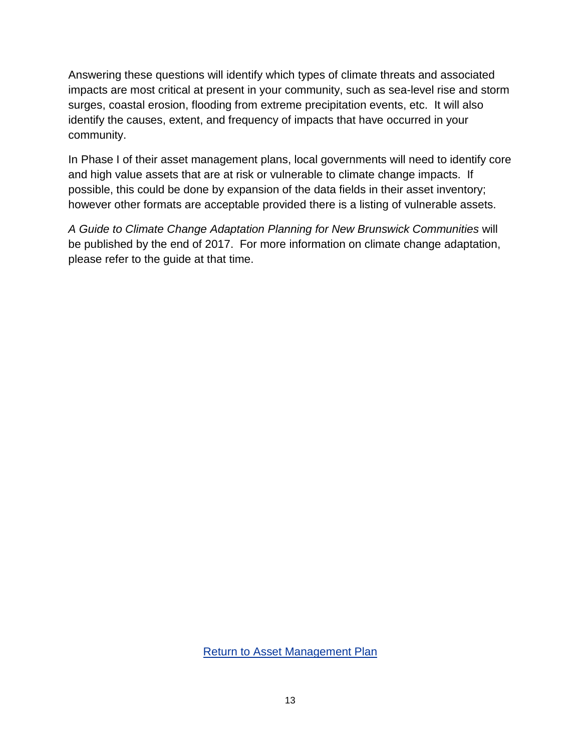Answering these questions will identify which types of climate threats and associated impacts are most critical at present in your community, such as sea-level rise and storm surges, coastal erosion, flooding from extreme precipitation events, etc. It will also identify the causes, extent, and frequency of impacts that have occurred in your community.

In Phase I of their asset management plans, local governments will need to identify core and high value assets that are at risk or vulnerable to climate change impacts. If possible, this could be done by expansion of the data fields in their asset inventory; however other formats are acceptable provided there is a listing of vulnerable assets.

*A Guide to Climate Change Adaptation Planning for New Brunswick Communities* will be published by the end of 2017. For more information on climate change adaptation, please refer to the guide at that time.

Return to Asset Management Plan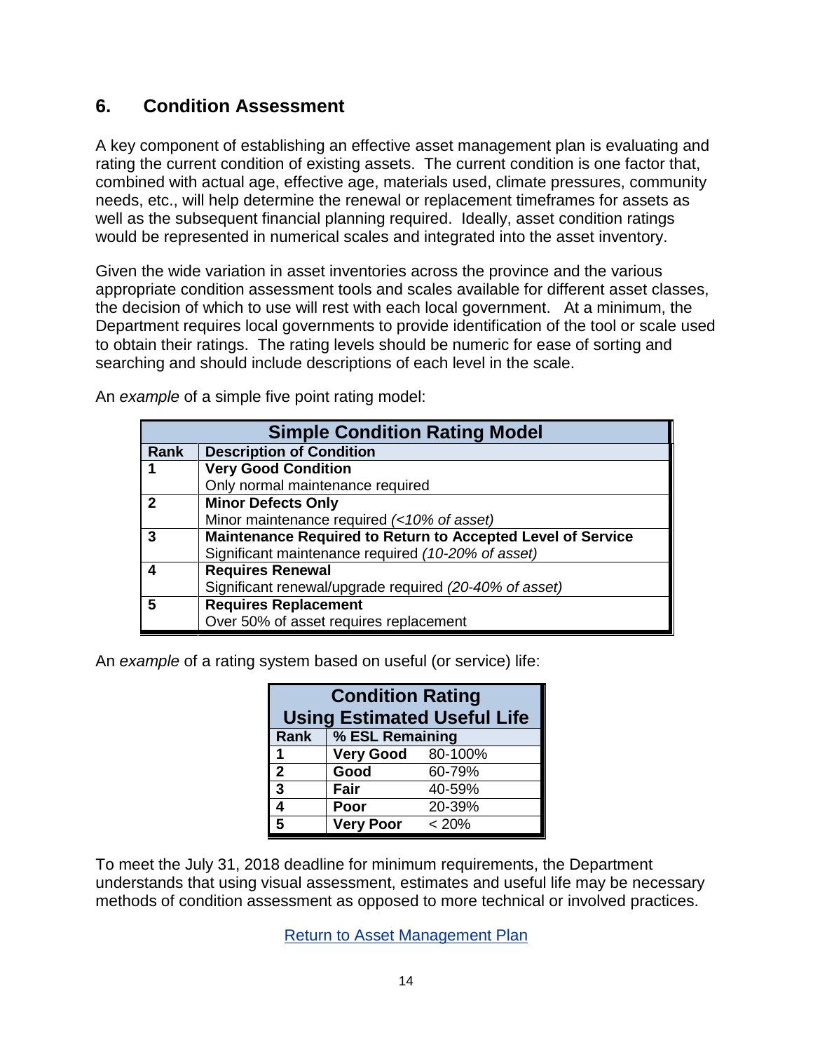## 6. Condition Assessment

A key component of establishing an effective asset management plan is evaluating and rating the current condition of existing assets. The current condition is one factor that, combined with actual age, effective age, materials used, climate pressures, community needs, etc., will help determine the renewal or replacement timeframes for assets as well as the subsequent financial planning required. Ideally, asset condition ratings would be represented in numerical scales and integrated into the asset inventory.

Given the wide variation in asset inventories across the province and the various appropriate condition assessment tools and scales available for different asset classes, the decision of which to use will rest with each local government. At a minimum, the Department requires local governments to provide identification of the tool or scale used to obtain their ratings. The rating levels should be numeric for ease of sorting and searching and should include descriptions of each level in the scale.

An *example* of a simple five point rating model:

| **Simple Condition Rating Model** | |
|---|---|
| **Rank** | **Description of Condition** |
| **1** | **Very Good Condition**<br>Only normal maintenance required |
| **2** | **Minor Defects Only**<br>Minor maintenance required *(<10% of asset)* |
| **3** | **Maintenance Required to Return to Accepted Level of Service**<br>Significant maintenance required *(10-20% of asset)* |
| **4** | **Requires Renewal**<br>Significant renewal/upgrade required *(20-40% of asset)* |
| **5** | **Requires Replacement**<br>Over 50% of asset requires replacement |

An *example* of a rating system based on useful (or service) life:

| **Condition Rating Using Estimated Useful Life** | | |
|---|---|---|
| **Rank** | **% ESL Remaining** | |
| **1** | **Very Good** | 80-100% |
| **2** | **Good** | 60-79% |
| **3** | **Fair** | 40-59% |
| **4** | **Poor** | 20-39% |
| **5** | **Very Poor** | < 20% |

To meet the July 31, 2018 deadline for minimum requirements, the Department understands that using visual assessment, estimates and useful life may be necessary methods of condition assessment as opposed to more technical or involved practices.

Return to Asset Management Plan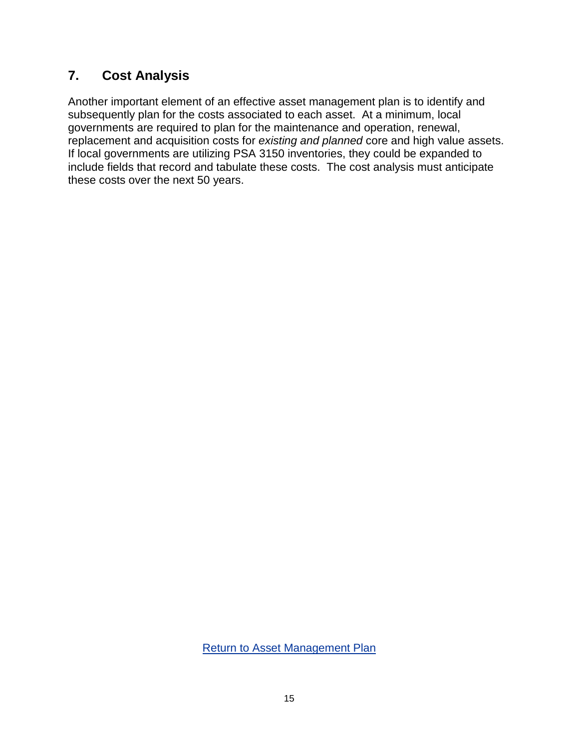## 7. Cost Analysis

Another important element of an effective asset management plan is to identify and subsequently plan for the costs associated to each asset. At a minimum, local governments are required to plan for the maintenance and operation, renewal, replacement and acquisition costs for *existing and planned* core and high value assets. If local governments are utilizing PSA 3150 inventories, they could be expanded to include fields that record and tabulate these costs. The cost analysis must anticipate these costs over the next 50 years.

Return to Asset Management Plan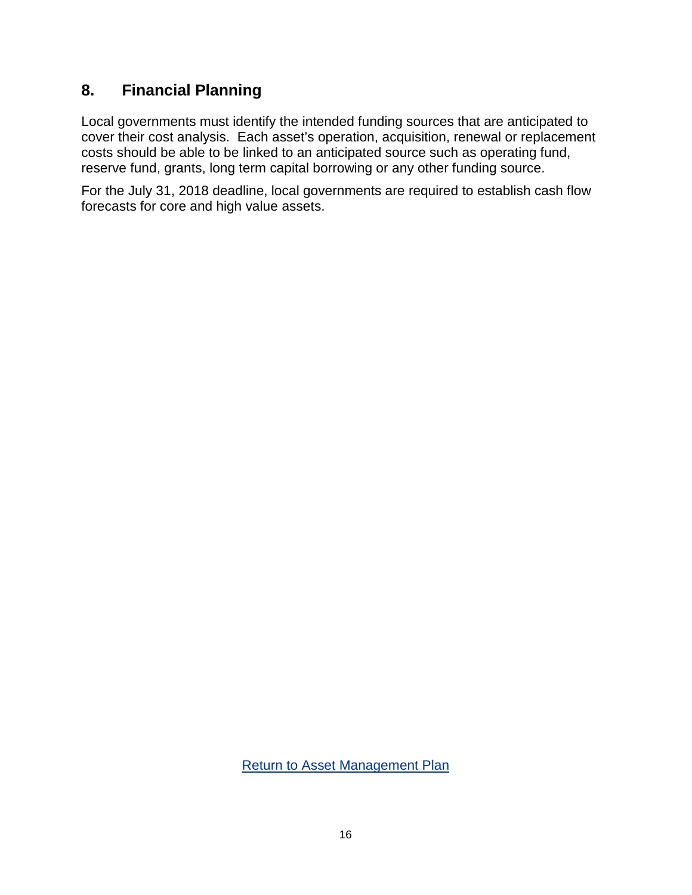## 8. Financial Planning

Local governments must identify the intended funding sources that are anticipated to cover their cost analysis. Each asset's operation, acquisition, renewal or replacement costs should be able to be linked to an anticipated source such as operating fund, reserve fund, grants, long term capital borrowing or any other funding source.

For the July 31, 2018 deadline, local governments are required to establish cash flow forecasts for core and high value assets.

Return to Asset Management Plan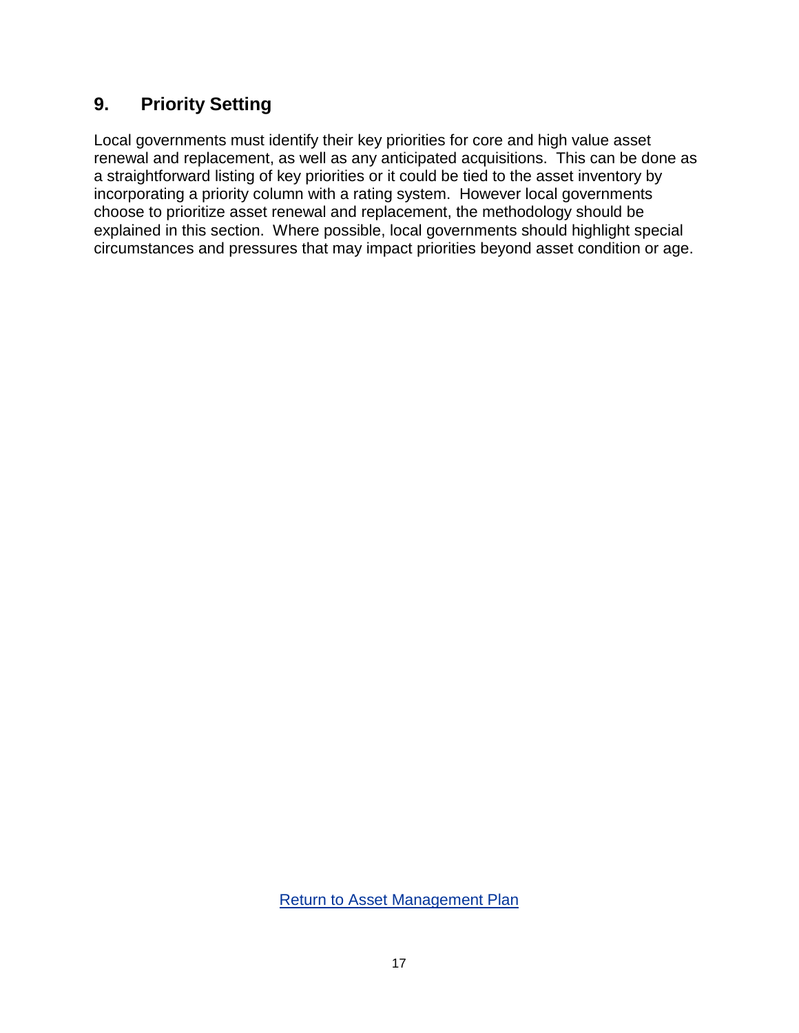## 9. Priority Setting

Local governments must identify their key priorities for core and high value asset renewal and replacement, as well as any anticipated acquisitions. This can be done as a straightforward listing of key priorities or it could be tied to the asset inventory by incorporating a priority column with a rating system. However local governments choose to prioritize asset renewal and replacement, the methodology should be explained in this section. Where possible, local governments should highlight special circumstances and pressures that may impact priorities beyond asset condition or age.

Return to Asset Management Plan